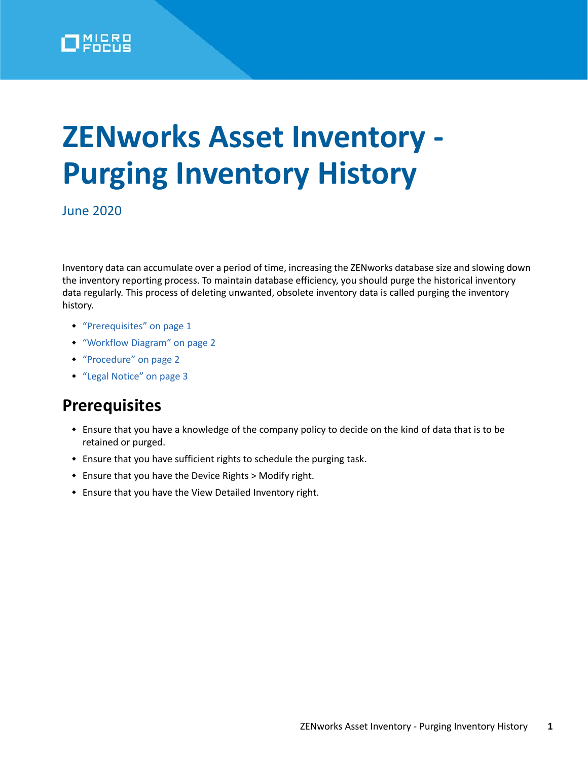# ZENworks Asset Inventory - Purging Inventory History

June 2020

Inventory data can accumulate over a period of time, increasing the ZENworks database size and slowing down the inventory reporting process. To maintain database efficiency, you should purge the historical inventory data regularly. This process of deleting unwanted, obsolete inventory data is called purging the inventory history.

- "Prerequisites" on page 1
- "Workflow Diagram" on page 2
- "Procedure" on page 2
- "Legal Notice" on page 3

## Prerequisites

- Ensure that you have a knowledge of the company policy to decide on the kind of data that is to be retained or purged.
- Ensure that you have sufficient rights to schedule the purging task.
- Ensure that you have the Device Rights > Modify right.
- Ensure that you have the View Detailed Inventory right.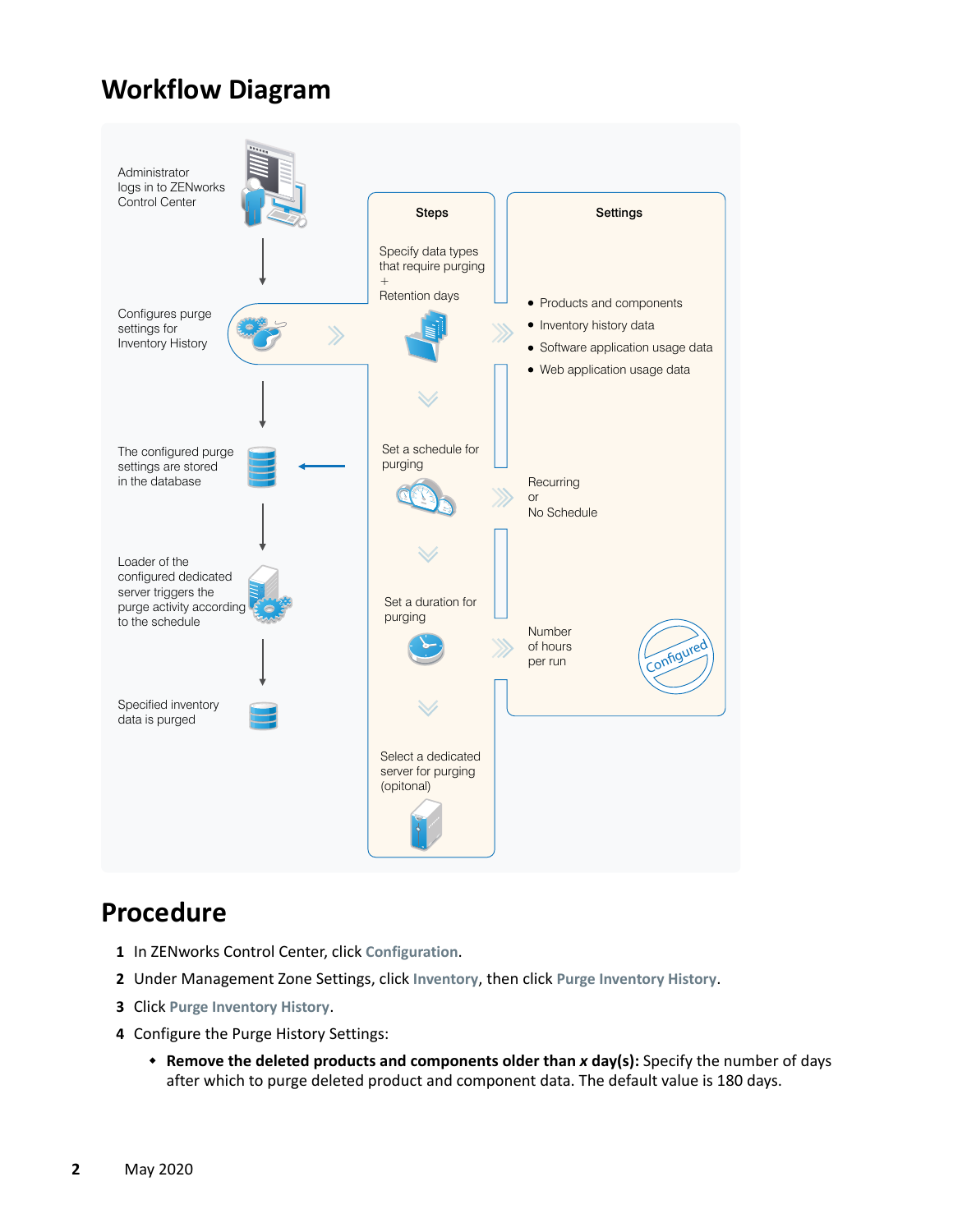# Workflow Diagram

Administrator logs in to ZENworks Control Center

Configures purge settings for Inventory History

The configured purge settings are stored in the database

Loader of the configured dedicated server triggers the purge activity according to the schedule

Specified inventory data is purged

**Steps**

Specify data types that require purging
+
Retention days

Set a schedule for purging

Set a duration for purging

Select a dedicated server for purging (opitonal)

**Settings**

- Products and components
- Inventory history data
- Software application usage data
- Web application usage data

Recurring
or
No Schedule

Number of hours per run

Configured

# Procedure

1 In ZENworks Control Center, click **Configuration**.

2 Under Management Zone Settings, click **Inventory**, then click **Purge Inventory History**.

3 Click **Purge Inventory History**.

4 Configure the Purge History Settings:

- **Remove the deleted products and components older than *x* day(s):** Specify the number of days after which to purge deleted product and component data. The default value is 180 days.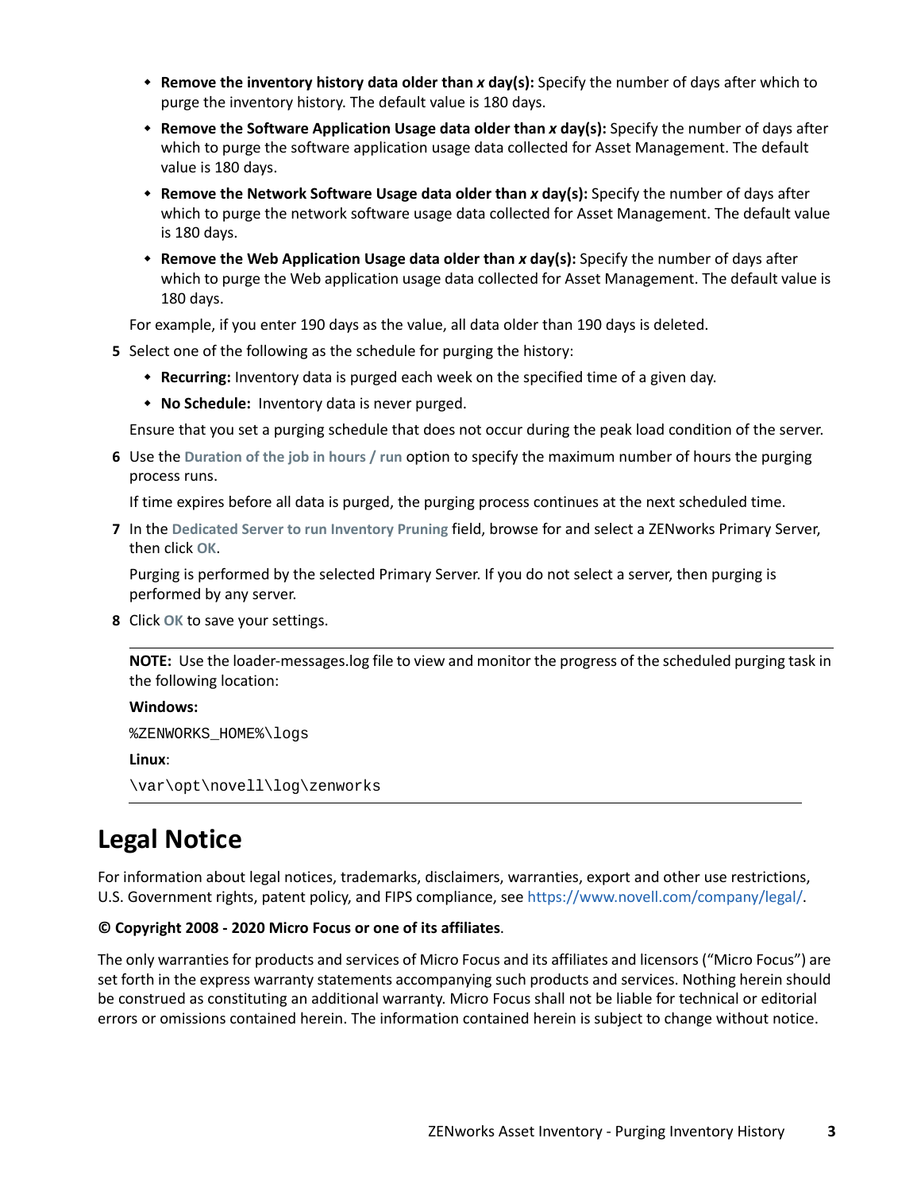- **Remove the inventory history data older than *x* day(s):** Specify the number of days after which to purge the inventory history. The default value is 180 days.
- **Remove the Software Application Usage data older than *x* day(s):** Specify the number of days after which to purge the software application usage data collected for Asset Management. The default value is 180 days.
- **Remove the Network Software Usage data older than *x* day(s):** Specify the number of days after which to purge the network software usage data collected for Asset Management. The default value is 180 days.
- **Remove the Web Application Usage data older than *x* day(s):** Specify the number of days after which to purge the Web application usage data collected for Asset Management. The default value is 180 days.

For example, if you enter 190 days as the value, all data older than 190 days is deleted.

5. Select one of the following as the schedule for purging the history:
   - **Recurring:** Inventory data is purged each week on the specified time of a given day.
   - **No Schedule:** Inventory data is never purged.

   Ensure that you set a purging schedule that does not occur during the peak load condition of the server.

6. Use the **Duration of the job in hours / run** option to specify the maximum number of hours the purging process runs.

   If time expires before all data is purged, the purging process continues at the next scheduled time.

7. In the **Dedicated Server to run Inventory Pruning** field, browse for and select a ZENworks Primary Server, then click **OK**.

   Purging is performed by the selected Primary Server. If you do not select a server, then purging is performed by any server.

8. Click **OK** to save your settings.

---

**NOTE:** Use the loader-messages.log file to view and monitor the progress of the scheduled purging task in the following location:

**Windows:**

```
%ZENWORKS_HOME%\logs
```

**Linux**:

```
\var\opt\novell\log\zenworks
```

---

# Legal Notice

For information about legal notices, trademarks, disclaimers, warranties, export and other use restrictions, U.S. Government rights, patent policy, and FIPS compliance, see https://www.novell.com/company/legal/.

**© Copyright 2008 - 2020 Micro Focus or one of its affiliates**.

The only warranties for products and services of Micro Focus and its affiliates and licensors ("Micro Focus") are set forth in the express warranty statements accompanying such products and services. Nothing herein should be construed as constituting an additional warranty. Micro Focus shall not be liable for technical or editorial errors or omissions contained herein. The information contained herein is subject to change without notice.